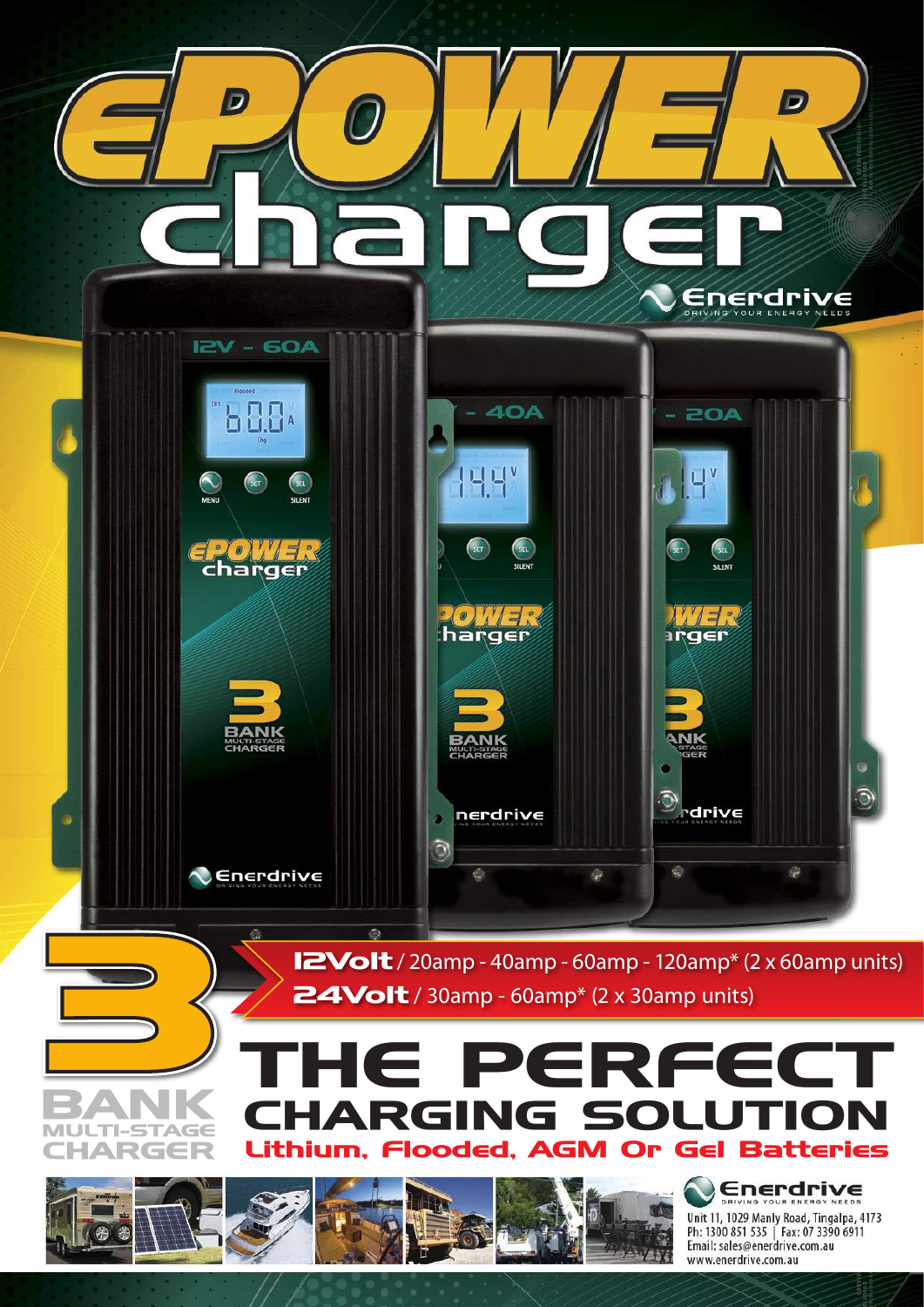# ePOWER charger

Enerdrive
DRIVING YOUR ENERGY NEEDS

**12Volt** / 20amp - 40amp - 60amp - 120amp* (2 x 60amp units)

**24Volt** / 30amp - 60amp* (2 x 30amp units)

3 BANK MULTI-STAGE CHARGER

## THE PERFECT CHARGING SOLUTION

### Lithium, Flooded, AGM Or Gel Batteries

Enerdrive
DRIVING YOUR ENERGY NEEDS

Unit 11, 1029 Manly Road, Tingalpa, 4173
Ph: 1300 851 535 | Fax: 07 3390 6911
Email: sales@enerdrive.com.au
www.enerdrive.com.au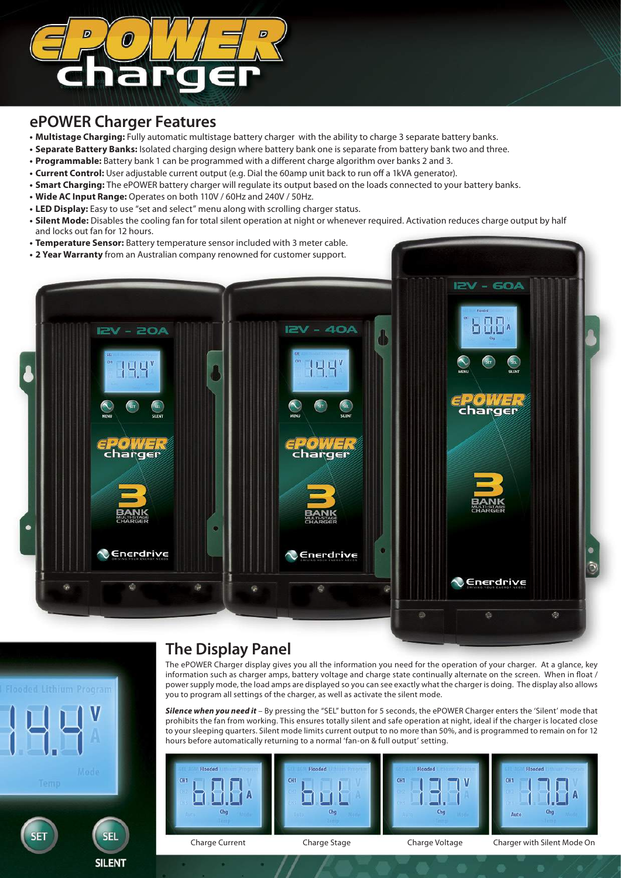# ePOWER charger

## ePOWER Charger Features

- **Multistage Charging:** Fully automatic multistage battery charger with the ability to charge 3 separate battery banks.
- **Separate Battery Banks:** Isolated charging design where battery bank one is separate from battery bank two and three.
- **Programmable:** Battery bank 1 can be programmed with a different charge algorithm over banks 2 and 3.
- **Current Control:** User adjustable current output (e.g. Dial the 60amp unit back to run off a 1kVA generator).
- **Smart Charging:** The ePOWER battery charger will regulate its output based on the loads connected to your battery banks.
- **Wide AC Input Range:** Operates on both 110V / 60Hz and 240V / 50Hz.
- **LED Display:** Easy to use "set and select" menu along with scrolling charger status.
- **Silent Mode:** Disables the cooling fan for total silent operation at night or whenever required. Activation reduces charge output by half and locks out fan for 12 hours.
- **Temperature Sensor:** Battery temperature sensor included with 3 meter cable.
- **2 Year Warranty** from an Australian company renowned for customer support.

## The Display Panel

The ePOWER Charger display gives you all the information you need for the operation of your charger. At a glance, key information such as charger amps, battery voltage and charge state continually alternate on the screen. When in float / power supply mode, the load amps are displayed so you can see exactly what the charger is doing. The display also allows you to program all settings of the charger, as well as activate the silent mode.

***Silence when you need it*** – By pressing the "SEL" button for 5 seconds, the ePOWER Charger enters the 'Silent' mode that prohibits the fan from working. This ensures totally silent and safe operation at night, ideal if the charger is located close to your sleeping quarters. Silent mode limits current output to no more than 50%, and is programmed to remain on for 12 hours before automatically returning to a normal 'fan-on & full output' setting.

Charge Current

Charge Stage

Charge Voltage

Charger with Silent Mode On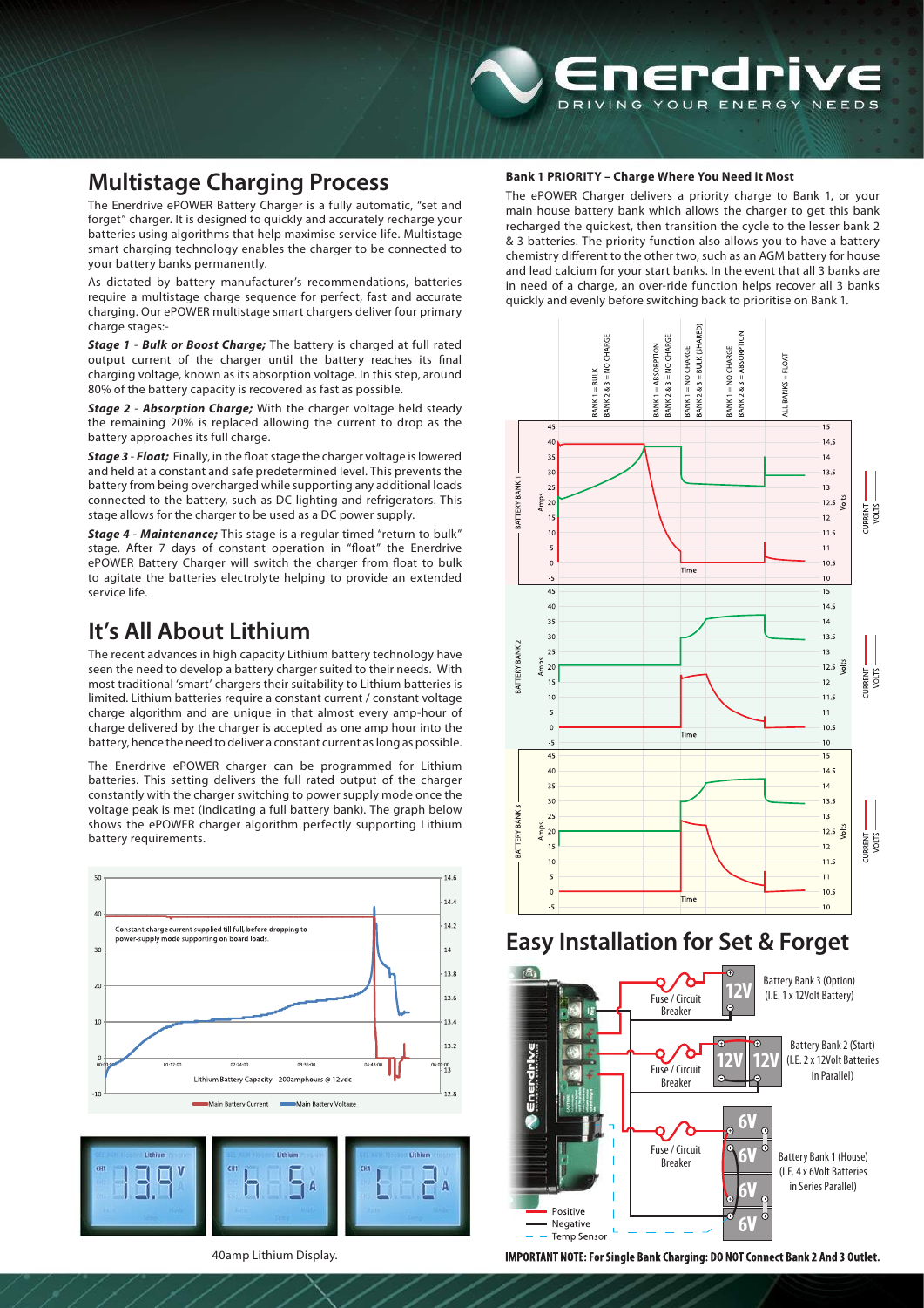## Multistage Charging Process

The Enerdrive ePOWER Battery Charger is a fully automatic, "set and forget" charger. It is designed to quickly and accurately recharge your batteries using algorithms that help maximise service life. Multistage smart charging technology enables the charger to be connected to your battery banks permanently.

As dictated by battery manufacturer's recommendations, batteries require a multistage charge sequence for perfect, fast and accurate charging. Our ePOWER multistage smart chargers deliver four primary charge stages:-

***Stage 1*** - ***Bulk or Boost Charge;*** The battery is charged at full rated output current of the charger until the battery reaches its final charging voltage, known as its absorption voltage. In this step, around 80% of the battery capacity is recovered as fast as possible.

***Stage 2*** - ***Absorption Charge;*** With the charger voltage held steady the remaining 20% is replaced allowing the current to drop as the battery approaches its full charge.

***Stage 3*** - ***Float;*** Finally, in the float stage the charger voltage is lowered and held at a constant and safe predetermined level. This prevents the battery from being overcharged while supporting any additional loads connected to the battery, such as DC lighting and refrigerators. This stage allows for the charger to be used as a DC power supply.

***Stage 4*** - ***Maintenance;*** This stage is a regular timed "return to bulk" stage. After 7 days of constant operation in "float" the Enerdrive ePOWER Battery Charger will switch the charger from float to bulk to agitate the batteries electrolyte helping to provide an extended service life.

## It's All About Lithium

The recent advances in high capacity Lithium battery technology have seen the need to develop a battery charger suited to their needs. With most traditional 'smart' chargers their suitability to Lithium batteries is limited. Lithium batteries require a constant current / constant voltage charge algorithm and are unique in that almost every amp-hour of charge delivered by the charger is accepted as one amp hour into the battery, hence the need to deliver a constant current as long as possible.

The Enerdrive ePOWER charger can be programmed for Lithium batteries. This setting delivers the full rated output of the charger constantly with the charger switching to power supply mode once the voltage peak is met (indicating a full battery bank). The graph below shows the ePOWER charger algorithm perfectly supporting Lithium battery requirements.

40amp Lithium Display.

### Bank 1 PRIORITY – Charge Where You Need it Most

The ePOWER Charger delivers a priority charge to Bank 1, or your main house battery bank which allows the charger to get this bank recharged the quickest, then transition the cycle to the lesser bank 2 & 3 batteries. The priority function also allows you to have a battery chemistry different to the other two, such as an AGM battery for house and lead calcium for your start banks. In the event that all 3 banks are in need of a charge, an over-ride function helps recover all 3 banks quickly and evenly before switching back to prioritise on Bank 1.

## Easy Installation for Set & Forget

**IMPORTANT NOTE: For Single Bank Charging: DO NOT Connect Bank 2 And 3 Outlet.**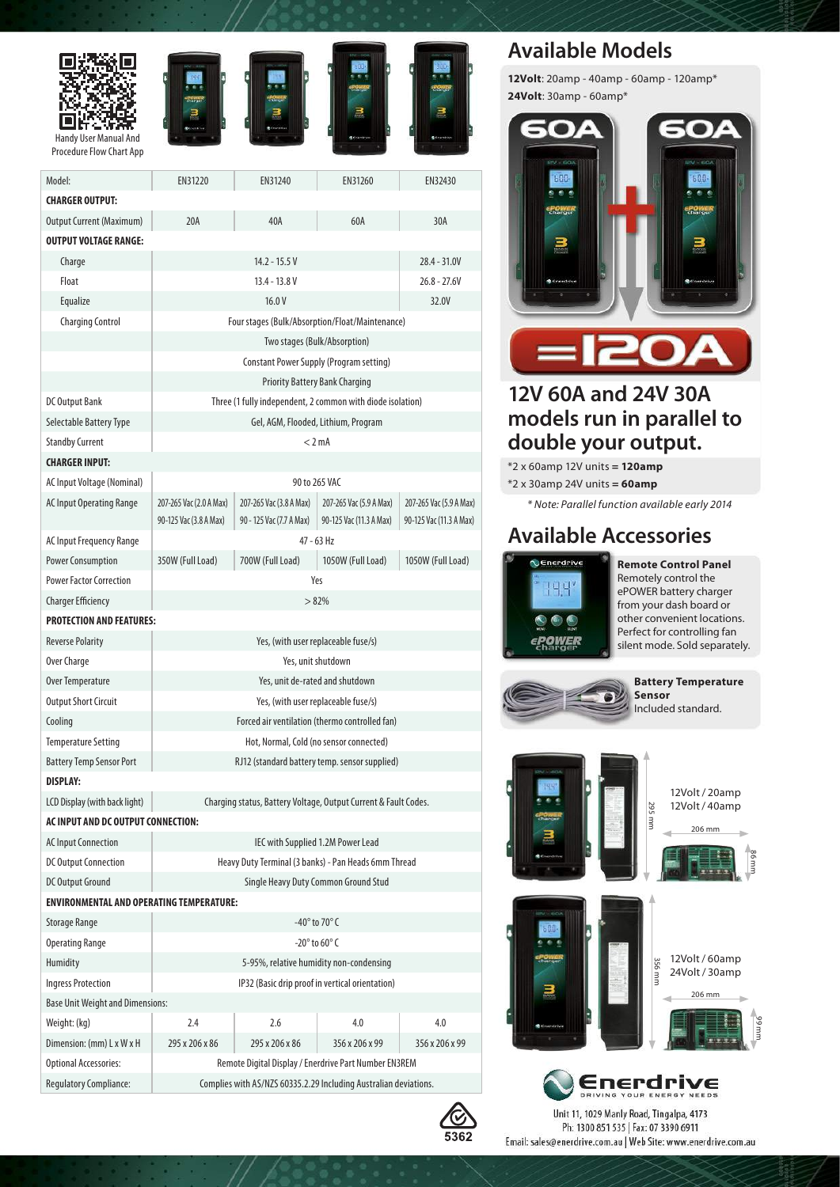Handy User Manual And Procedure Flow Chart App

| Model: | EN31220 | EN31240 | EN31260 | EN32430 |
|---|---|---|---|---|
| **CHARGER OUTPUT:** | | | | |
| Output Current (Maximum) | 20A | 40A | 60A | 30A |
| **OUTPUT VOLTAGE RANGE:** | | | | |
| Charge | 14.2 - 15.5 V | | | 28.4 - 31.0V |
| Float | 13.4 - 13.8 V | | | 26.8 - 27.6V |
| Equalize | 16.0 V | | | 32.0V |
| Charging Control | Four stages (Bulk/Absorption/Float/Maintenance) | | | |
| | Two stages (Bulk/Absorption) | | | |
| | Constant Power Supply (Program setting) | | | |
| | Priority Battery Bank Charging | | | |
| DC Output Bank | Three (1 fully independent, 2 common with diode isolation) | | | |
| Selectable Battery Type | Gel, AGM, Flooded, Lithium, Program | | | |
| Standby Current | < 2 mA | | | |
| **CHARGER INPUT:** | | | | |
| AC Input Voltage (Nominal) | 90 to 265 VAC | | | |
| AC Input Operating Range | 207-265 Vac (2.0 A Max) 90-125 Vac (3.8 A Max) | 207-265 Vac (3.8 A Max) 90 - 125 Vac (7.7 A Max) | 207-265 Vac (5.9 A Max) 90-125 Vac (11.3 A Max) | 207-265 Vac (5.9 A Max) 90-125 Vac (11.3 A Max) |
| AC Input Frequency Range | 47 - 63 Hz | | | |
| Power Consumption | 350W (Full Load) | 700W (Full Load) | 1050W (Full Load) | 1050W (Full Load) |
| Power Factor Correction | Yes | | | |
| Charger Efficiency | > 82% | | | |
| **PROTECTION AND FEATURES:** | | | | |
| Reverse Polarity | Yes, (with user replaceable fuse/s) | | | |
| Over Charge | Yes, unit shutdown | | | |
| Over Temperature | Yes, unit de-rated and shutdown | | | |
| Output Short Circuit | Yes, (with user replaceable fuse/s) | | | |
| Cooling | Forced air ventilation (thermo controlled fan) | | | |
| Temperature Setting | Hot, Normal, Cold (no sensor connected) | | | |
| Battery Temp Sensor Port | RJ12 (standard battery temp. sensor supplied) | | | |
| **DISPLAY:** | | | | |
| LCD Display (with back light) | Charging status, Battery Voltage, Output Current & Fault Codes. | | | |
| **AC INPUT AND DC OUTPUT CONNECTION:** | | | | |
| AC Input Connection | IEC with Supplied 1.2M Power Lead | | | |
| DC Output Connection | Heavy Duty Terminal (3 banks) - Pan Heads 6mm Thread | | | |
| DC Output Ground | Single Heavy Duty Common Ground Stud | | | |
| **ENVIRONMENTAL AND OPERATING TEMPERATURE:** | | | | |
| Storage Range | -40° to 70° C | | | |
| Operating Range | -20° to 60° C | | | |
| Humidity | 5-95%, relative humidity non-condensing | | | |
| Ingress Protection | IP32 (Basic drip proof in vertical orientation) | | | |
| Base Unit Weight and Dimensions: | | | | |
| Weight: (kg) | 2.4 | 2.6 | 4.0 | 4.0 |
| Dimension: (mm) L x W x H | 295 x 206 x 86 | 295 x 206 x 86 | 356 x 206 x 99 | 356 x 206 x 99 |
| Optional Accessories: | Remote Digital Display / Enerdrive Part Number EN3REM | | | |
| Regulatory Compliance: | Complies with AS/NZS 60335.2.29 Including Australian deviations. | | | |

5362

## Available Models

**12Volt**: 20amp - 40amp - 60amp - 120amp*
**24Volt**: 30amp - 60amp*

60A + 60A = 120A

## 12V 60A and 24V 30A models run in parallel to double your output.

*2 x 60amp 12V units = **120amp**
*2 x 30amp 24V units = **60amp**

*\* Note: Parallel function available early 2014*

## Available Accessories

**Remote Control Panel**
Remotely control the ePOWER battery charger from your dash board or other convenient locations. Perfect for controlling fan silent mode. Sold separately.

**Battery Temperature Sensor**
Included standard.

12Volt / 20amp
12Volt / 40amp
295 mm
206 mm
86 mm

12Volt / 60amp
24Volt / 30amp
356 mm
206 mm
99 mm

Enerdrive
DRIVING YOUR ENERGY NEEDS

Unit 11, 1029 Manly Road, Tingalpa, 4173
Ph: 1300 851 535 | Fax: 07 3390 6911
Email: sales@enerdrive.com.au | Web Site: www.enerdrive.com.au